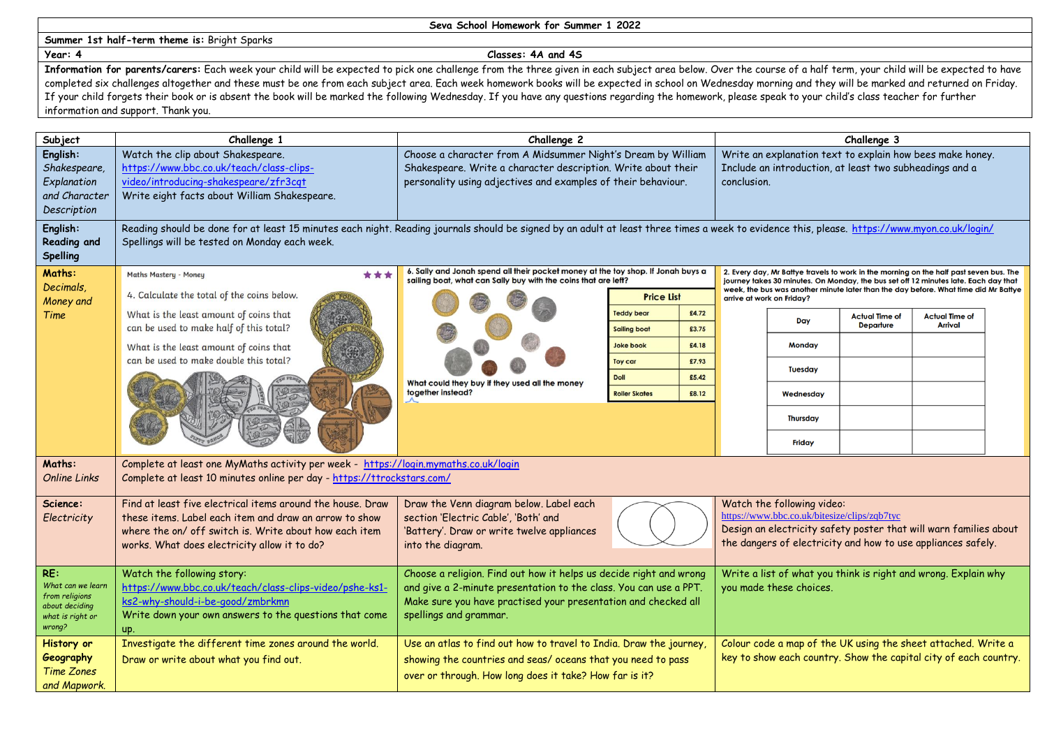# Seva School Homework for Summer 1 2022

**Summer 1st half-term theme is:** Bright Sparks

**Year:** 4 | **Classes:** 4A and 4S

**Information for parents/carers:** Each week your child will be expected to pick one challenge from the three given in each subject area below. Over the course of a half term, your child will be expected to have completed six challenges altogether and these must be one from each subject area. Each week homework books will be expected in school on Wednesday morning and they will be marked and returned on Friday. If your child forgets their book or is absent the book will be marked the following Wednesday. If you have any questions regarding the homework, please speak to your child's class teacher for further information and support. Thank you.

| Subject | Challenge 1 | Challenge 2 | Challenge 3 |
|---|---|---|---|
| **English:** *Shakespeare, Explanation and Character Description* | Watch the clip about Shakespeare. https://www.bbc.co.uk/teach/class-clips-video/introducing-shakespeare/zfr3cqt Write eight facts about William Shakespeare. | Choose a character from A Midsummer Night's Dream by William Shakespeare. Write a character description. Write about their personality using adjectives and examples of their behaviour. | Write an explanation text to explain how bees make honey. Include an introduction, at least two subheadings and a conclusion. |
| **English: Reading and Spelling** | Reading should be done for at least 15 minutes each night. Reading journals should be signed by an adult at least three times a week to evidence this, please. https://www.myon.co.uk/login/ Spellings will be tested on Monday each week. | | |
| **Maths:** *Decimals, Money and Time* | Maths Mastery - Money ★★★ 4. Calculate the total of the coins below. What is the least amount of coins that can be used to make half of this total? What is the least amount of coins that can be used to make double this total? | 6. Sally and Jonah spend all their pocket money at the toy shop. If Jonah buys a sailing boat, what can Sally buy with the coins that are left? What could they buy if they used all the money together instead? **Price List:** Teddy bear £4.72; Sailing boat £3.75; Joke book £4.18; Toy car £7.93; Doll £5.42; Roller Skates £8.12 | 2. Every day, Mr Battye travels to work in the morning on the half past seven bus. The journey takes 30 minutes. On Monday, the bus set off 12 minutes late. Each day that week, the bus was another minute later than the day before. What time did Mr Battye arrive at work on Friday? (Table: Day / Actual Time of Departure / Actual Time of Arrival — Monday, Tuesday, Wednesday, Thursday, Friday) |
| **Maths:** *Online Links* | Complete at least one MyMaths activity per week - https://login.mymaths.co.uk/login Complete at least 10 minutes online per day - https://ttrockstars.com/ | | |
| **Science:** *Electricity* | Find at least five electrical items around the house. Draw these items. Label each item and draw an arrow to show where the on/ off switch is. Write about how each item works. What does electricity allow it to do? | Draw the Venn diagram below. Label each section 'Electric Cable', 'Both' and 'Battery'. Draw or write twelve appliances into the diagram. | Watch the following video: https://www.bbc.co.uk/bitesize/clips/zqb7tyc Design an electricity safety poster that will warn families about the dangers of electricity and how to use appliances safely. |
| **RE:** *What can we learn from religions about deciding what is right or wrong?* | Watch the following story: https://www.bbc.co.uk/teach/class-clips-video/pshe-ks1-ks2-why-should-i-be-good/zmbrkmn Write down your own answers to the questions that come up. | Choose a religion. Find out how it helps us decide right and wrong and give a 2-minute presentation to the class. You can use a PPT. Make sure you have practised your presentation and checked all spellings and grammar. | Write a list of what you think is right and wrong. Explain why you made these choices. |
| **History or Geography** *Time Zones and Mapwork.* | Investigate the different time zones around the world. Draw or write about what you find out. | Use an atlas to find out how to travel to India. Draw the journey, showing the countries and seas/ oceans that you need to pass over or through. How long does it take? How far is it? | Colour code a map of the UK using the sheet attached. Write a key to show each country. Show the capital city of each country. |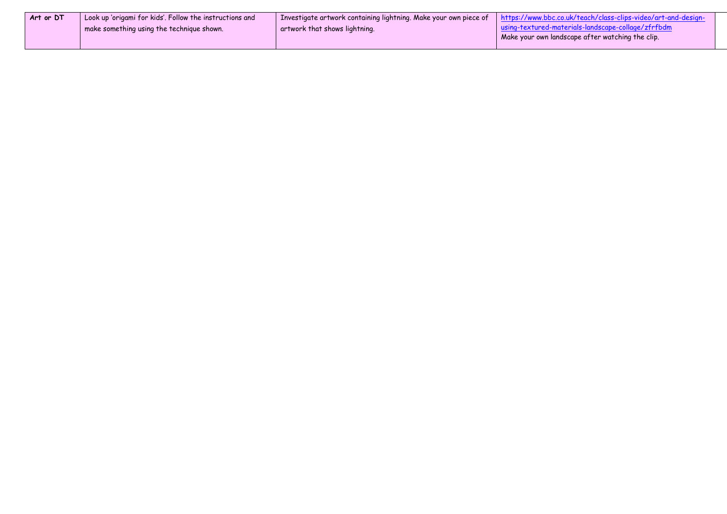| | | | |
|---|---|---|---|
| **Art or DT** | Look up 'origami for kids'. Follow the instructions and make something using the technique shown. | Investigate artwork containing lightning. Make your own piece of artwork that shows lightning. | https://www.bbc.co.uk/teach/class-clips-video/art-and-design-using-textured-materials-landscape-collage/zfrfbdm Make your own landscape after watching the clip. |